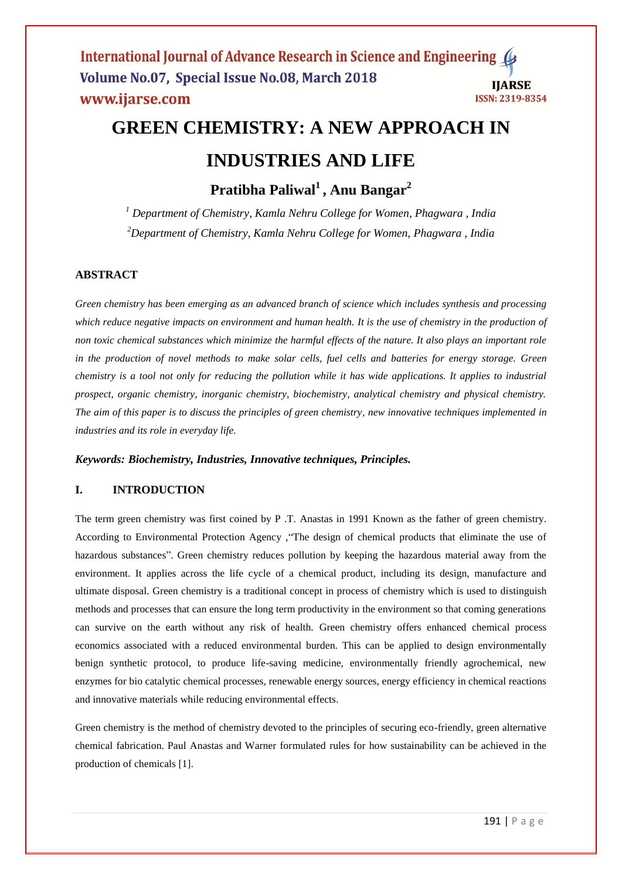# GREEN CHEMISTRY: A NEW APPROACH IN INDUSTRIES AND LIFE

**Pratibha Paliwal[1] , Anu Bangar[2]**

*[1] Department of Chemistry, Kamla Nehru College for Women, Phagwara , India*

*[2]Department of Chemistry, Kamla Nehru College for Women, Phagwara , India*

## ABSTRACT

*Green chemistry has been emerging as an advanced branch of science which includes synthesis and processing which reduce negative impacts on environment and human health. It is the use of chemistry in the production of non toxic chemical substances which minimize the harmful effects of the nature. It also plays an important role in the production of novel methods to make solar cells, fuel cells and batteries for energy storage. Green chemistry is a tool not only for reducing the pollution while it has wide applications. It applies to industrial prospect, organic chemistry, inorganic chemistry, biochemistry, analytical chemistry and physical chemistry. The aim of this paper is to discuss the principles of green chemistry, new innovative techniques implemented in industries and its role in everyday life.*

***Keywords: Biochemistry, Industries, Innovative techniques, Principles.***

## I. INTRODUCTION

The term green chemistry was first coined by P .T. Anastas in 1991 Known as the father of green chemistry. According to Environmental Protection Agency ,"The design of chemical products that eliminate the use of hazardous substances". Green chemistry reduces pollution by keeping the hazardous material away from the environment. It applies across the life cycle of a chemical product, including its design, manufacture and ultimate disposal. Green chemistry is a traditional concept in process of chemistry which is used to distinguish methods and processes that can ensure the long term productivity in the environment so that coming generations can survive on the earth without any risk of health. Green chemistry offers enhanced chemical process economics associated with a reduced environmental burden. This can be applied to design environmentally benign synthetic protocol, to produce life-saving medicine, environmentally friendly agrochemical, new enzymes for bio catalytic chemical processes, renewable energy sources, energy efficiency in chemical reactions and innovative materials while reducing environmental effects.

Green chemistry is the method of chemistry devoted to the principles of securing eco-friendly, green alternative chemical fabrication. Paul Anastas and Warner formulated rules for how sustainability can be achieved in the production of chemicals [1].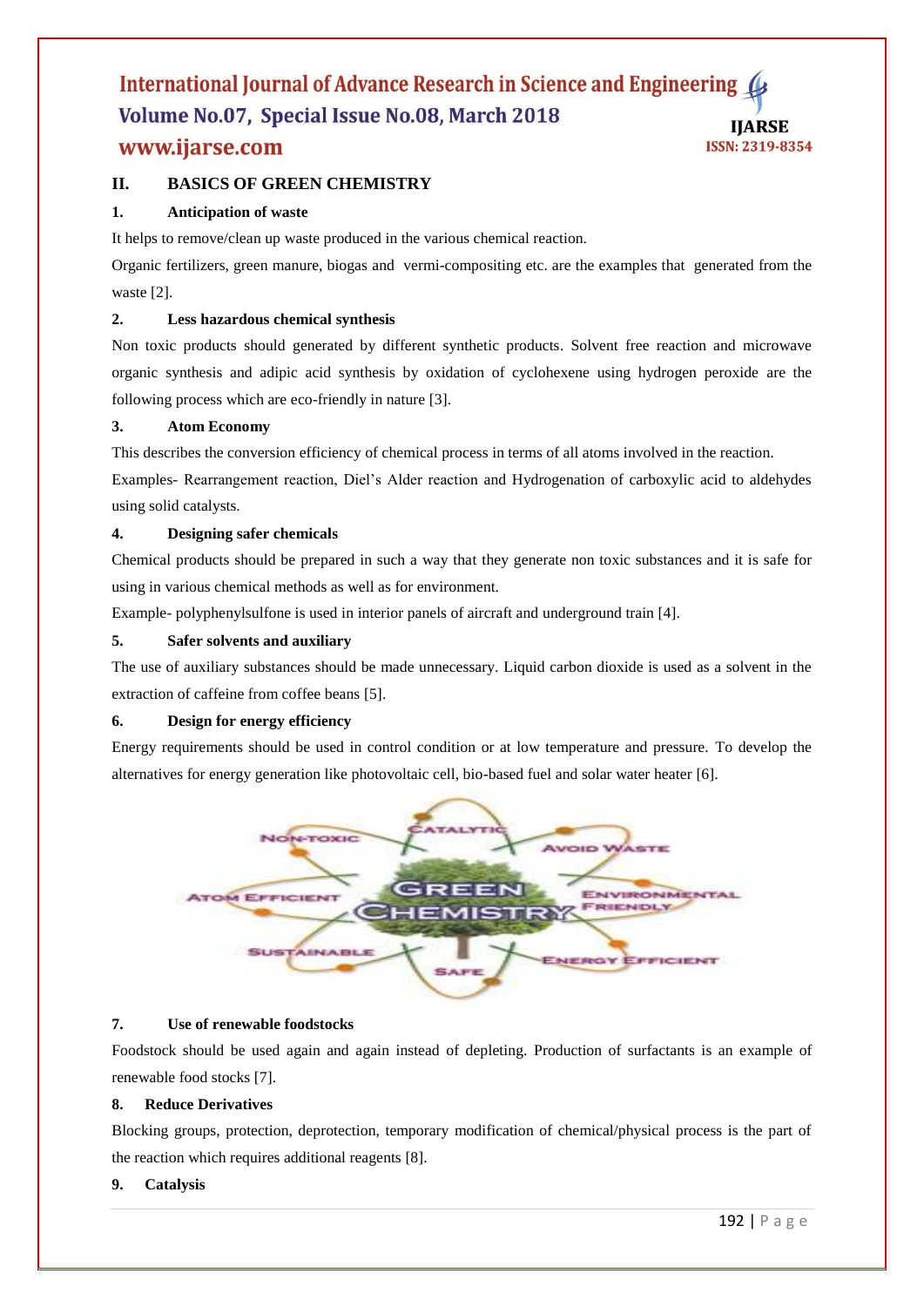## II. BASICS OF GREEN CHEMISTRY

### 1. Anticipation of waste

It helps to remove/clean up waste produced in the various chemical reaction.

Organic fertilizers, green manure, biogas and vermi-compositing etc. are the examples that generated from the waste [2].

### 2. Less hazardous chemical synthesis

Non toxic products should generated by different synthetic products. Solvent free reaction and microwave organic synthesis and adipic acid synthesis by oxidation of cyclohexene using hydrogen peroxide are the following process which are eco-friendly in nature [3].

### 3. Atom Economy

This describes the conversion efficiency of chemical process in terms of all atoms involved in the reaction.

Examples- Rearrangement reaction, Diel's Alder reaction and Hydrogenation of carboxylic acid to aldehydes using solid catalysts.

### 4. Designing safer chemicals

Chemical products should be prepared in such a way that they generate non toxic substances and it is safe for using in various chemical methods as well as for environment.

Example- polyphenylsulfone is used in interior panels of aircraft and underground train [4].

### 5. Safer solvents and auxiliary

The use of auxiliary substances should be made unnecessary. Liquid carbon dioxide is used as a solvent in the extraction of caffeine from coffee beans [5].

### 6. Design for energy efficiency

Energy requirements should be used in control condition or at low temperature and pressure. To develop the alternatives for energy generation like photovoltaic cell, bio-based fuel and solar water heater [6].

### 7. Use of renewable foodstocks

Foodstock should be used again and again instead of depleting. Production of surfactants is an example of renewable food stocks [7].

### 8. Reduce Derivatives

Blocking groups, protection, deprotection, temporary modification of chemical/physical process is the part of the reaction which requires additional reagents [8].

### 9. Catalysis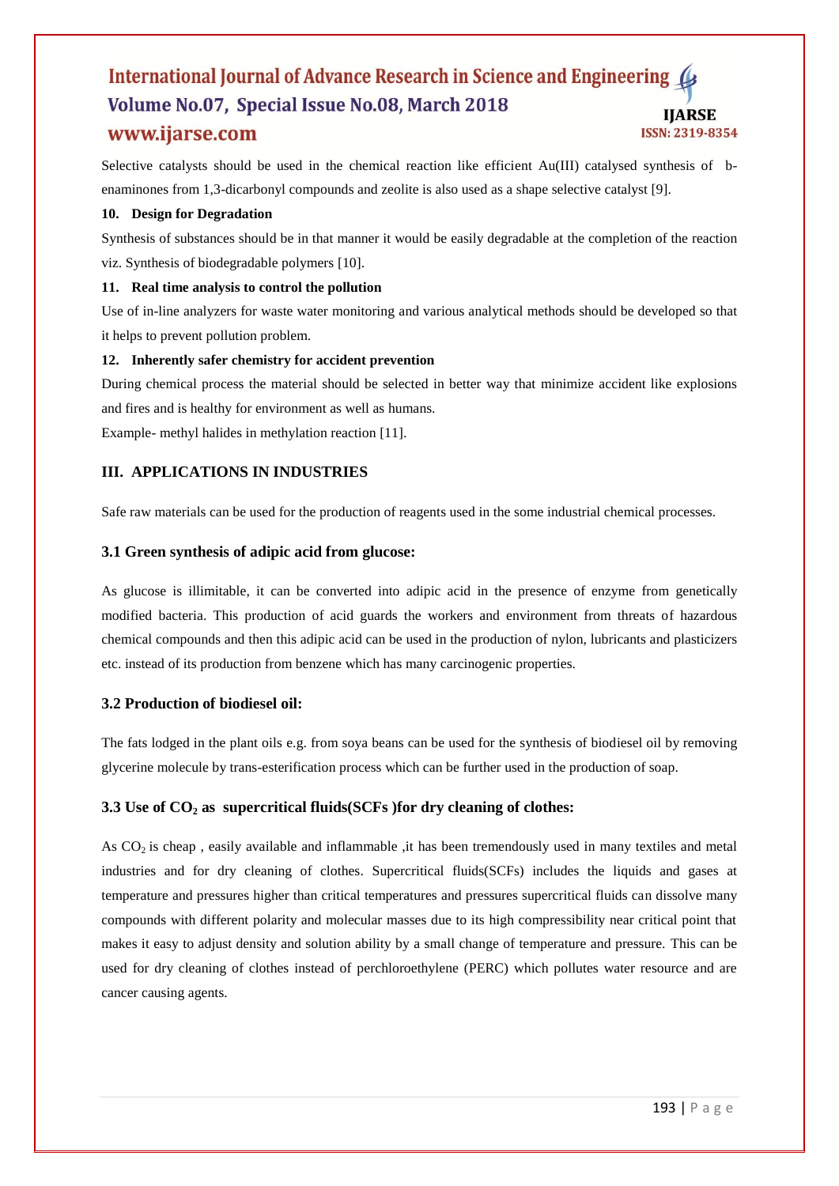Selective catalysts should be used in the chemical reaction like efficient Au(III) catalysed synthesis of b-enaminones from 1,3-dicarbonyl compounds and zeolite is also used as a shape selective catalyst [9].

**10. Design for Degradation**

Synthesis of substances should be in that manner it would be easily degradable at the completion of the reaction viz. Synthesis of biodegradable polymers [10].

**11. Real time analysis to control the pollution**

Use of in-line analyzers for waste water monitoring and various analytical methods should be developed so that it helps to prevent pollution problem.

**12. Inherently safer chemistry for accident prevention**

During chemical process the material should be selected in better way that minimize accident like explosions and fires and is healthy for environment as well as humans.

Example- methyl halides in methylation reaction [11].

## III. APPLICATIONS IN INDUSTRIES

Safe raw materials can be used for the production of reagents used in the some industrial chemical processes.

### 3.1 Green synthesis of adipic acid from glucose:

As glucose is illimitable, it can be converted into adipic acid in the presence of enzyme from genetically modified bacteria. This production of acid guards the workers and environment from threats of hazardous chemical compounds and then this adipic acid can be used in the production of nylon, lubricants and plasticizers etc. instead of its production from benzene which has many carcinogenic properties.

### 3.2 Production of biodiesel oil:

The fats lodged in the plant oils e.g. from soya beans can be used for the synthesis of biodiesel oil by removing glycerine molecule by trans-esterification process which can be further used in the production of soap.

### 3.3 Use of $CO_2$ as supercritical fluids(SCFs )for dry cleaning of clothes:

As $CO_2$ is cheap , easily available and inflammable ,it has been tremendously used in many textiles and metal industries and for dry cleaning of clothes. Supercritical fluids(SCFs) includes the liquids and gases at temperature and pressures higher than critical temperatures and pressures supercritical fluids can dissolve many compounds with different polarity and molecular masses due to its high compressibility near critical point that makes it easy to adjust density and solution ability by a small change of temperature and pressure. This can be used for dry cleaning of clothes instead of perchloroethylene (PERC) which pollutes water resource and are cancer causing agents.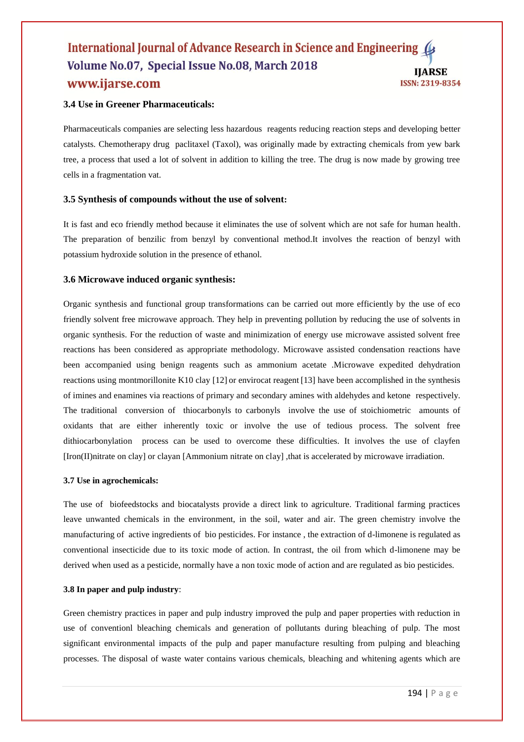### 3.4 Use in Greener Pharmaceuticals:

Pharmaceuticals companies are selecting less hazardous reagents reducing reaction steps and developing better catalysts. Chemotherapy drug paclitaxel (Taxol), was originally made by extracting chemicals from yew bark tree, a process that used a lot of solvent in addition to killing the tree. The drug is now made by growing tree cells in a fragmentation vat.

### 3.5 Synthesis of compounds without the use of solvent:

It is fast and eco friendly method because it eliminates the use of solvent which are not safe for human health. The preparation of benzilic from benzyl by conventional method.It involves the reaction of benzyl with potassium hydroxide solution in the presence of ethanol.

### 3.6 Microwave induced organic synthesis:

Organic synthesis and functional group transformations can be carried out more efficiently by the use of eco friendly solvent free microwave approach. They help in preventing pollution by reducing the use of solvents in organic synthesis. For the reduction of waste and minimization of energy use microwave assisted solvent free reactions has been considered as appropriate methodology. Microwave assisted condensation reactions have been accompanied using benign reagents such as ammonium acetate .Microwave expedited dehydration reactions using montmorillonite K10 clay [12] or envirocat reagent [13] have been accomplished in the synthesis of imines and enamines via reactions of primary and secondary amines with aldehydes and ketone respectively. The traditional conversion of thiocarbonyls to carbonyls involve the use of stoichiometric amounts of oxidants that are either inherently toxic or involve the use of tedious process. The solvent free dithiocarbonylation process can be used to overcome these difficulties. It involves the use of clayfen [Iron(II)nitrate on clay] or clayan [Ammonium nitrate on clay] ,that is accelerated by microwave irradiation.

#### 3.7 Use in agrochemicals:

The use of biofeedstocks and biocatalysts provide a direct link to agriculture. Traditional farming practices leave unwanted chemicals in the environment, in the soil, water and air. The green chemistry involve the manufacturing of active ingredients of bio pesticides. For instance , the extraction of d-limonene is regulated as conventional insecticide due to its toxic mode of action. In contrast, the oil from which d-limonene may be derived when used as a pesticide, normally have a non toxic mode of action and are regulated as bio pesticides.

#### 3.8 In paper and pulp industry:

Green chemistry practices in paper and pulp industry improved the pulp and paper properties with reduction in use of conventionl bleaching chemicals and generation of pollutants during bleaching of pulp. The most significant environmental impacts of the pulp and paper manufacture resulting from pulping and bleaching processes. The disposal of waste water contains various chemicals, bleaching and whitening agents which are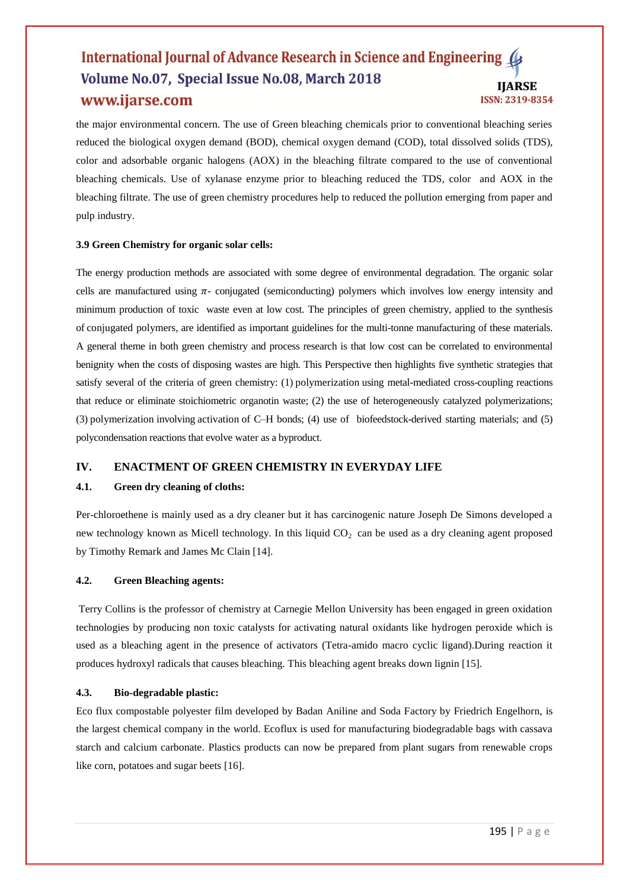the major environmental concern. The use of Green bleaching chemicals prior to conventional bleaching series reduced the biological oxygen demand (BOD), chemical oxygen demand (COD), total dissolved solids (TDS), color and adsorbable organic halogens (AOX) in the bleaching filtrate compared to the use of conventional bleaching chemicals. Use of xylanase enzyme prior to bleaching reduced the TDS, color and AOX in the bleaching filtrate. The use of green chemistry procedures help to reduced the pollution emerging from paper and pulp industry.

### 3.9 Green Chemistry for organic solar cells:

The energy production methods are associated with some degree of environmental degradation. The organic solar cells are manufactured using $\pi$- conjugated (semiconducting) polymers which involves low energy intensity and minimum production of toxic waste even at low cost. The principles of green chemistry, applied to the synthesis of conjugated polymers, are identified as important guidelines for the multi-tonne manufacturing of these materials. A general theme in both green chemistry and process research is that low cost can be correlated to environmental benignity when the costs of disposing wastes are high. This Perspective then highlights five synthetic strategies that satisfy several of the criteria of green chemistry: (1) polymerization using metal-mediated cross-coupling reactions that reduce or eliminate stoichiometric organotin waste; (2) the use of heterogeneously catalyzed polymerizations; (3) polymerization involving activation of C–H bonds; (4) use of biofeedstock-derived starting materials; and (5) polycondensation reactions that evolve water as a byproduct.

## IV. ENACTMENT OF GREEN CHEMISTRY IN EVERYDAY LIFE

### 4.1. Green dry cleaning of cloths:

Per-chloroethene is mainly used as a dry cleaner but it has carcinogenic nature Joseph De Simons developed a new technology known as Micell technology. In this liquid $CO_2$ can be used as a dry cleaning agent proposed by Timothy Remark and James Mc Clain [14].

### 4.2. Green Bleaching agents:

Terry Collins is the professor of chemistry at Carnegie Mellon University has been engaged in green oxidation technologies by producing non toxic catalysts for activating natural oxidants like hydrogen peroxide which is used as a bleaching agent in the presence of activators (Tetra-amido macro cyclic ligand).During reaction it produces hydroxyl radicals that causes bleaching. This bleaching agent breaks down lignin [15].

### 4.3. Bio-degradable plastic:

Eco flux compostable polyester film developed by Badan Aniline and Soda Factory by Friedrich Engelhorn, is the largest chemical company in the world. Ecoflux is used for manufacturing biodegradable bags with cassava starch and calcium carbonate. Plastics products can now be prepared from plant sugars from renewable crops like corn, potatoes and sugar beets [16].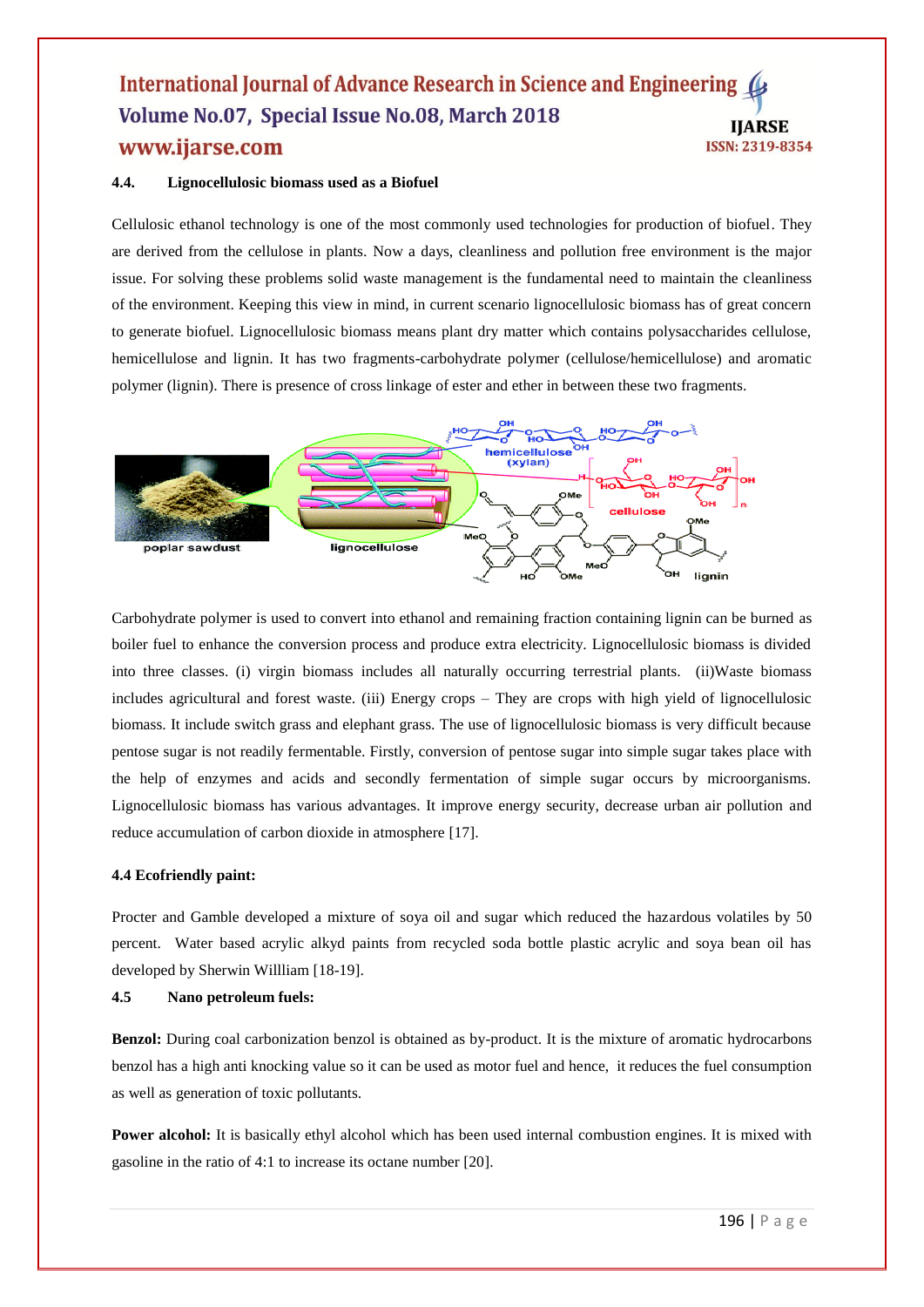### 4.4. Lignocellulosic biomass used as a Biofuel

Cellulosic ethanol technology is one of the most commonly used technologies for production of biofuel. They are derived from the cellulose in plants. Now a days, cleanliness and pollution free environment is the major issue. For solving these problems solid waste management is the fundamental need to maintain the cleanliness of the environment. Keeping this view in mind, in current scenario lignocellulosic biomass has of great concern to generate biofuel. Lignocellulosic biomass means plant dry matter which contains polysaccharides cellulose, hemicellulose and lignin. It has two fragments-carbohydrate polymer (cellulose/hemicellulose) and aromatic polymer (lignin). There is presence of cross linkage of ester and ether in between these two fragments.

Carbohydrate polymer is used to convert into ethanol and remaining fraction containing lignin can be burned as boiler fuel to enhance the conversion process and produce extra electricity. Lignocellulosic biomass is divided into three classes. (i) virgin biomass includes all naturally occurring terrestrial plants. (ii)Waste biomass includes agricultural and forest waste. (iii) Energy crops – They are crops with high yield of lignocellulosic biomass. It include switch grass and elephant grass. The use of lignocellulosic biomass is very difficult because pentose sugar is not readily fermentable. Firstly, conversion of pentose sugar into simple sugar takes place with the help of enzymes and acids and secondly fermentation of simple sugar occurs by microorganisms. Lignocellulosic biomass has various advantages. It improve energy security, decrease urban air pollution and reduce accumulation of carbon dioxide in atmosphere [17].

### 4.4 Ecofriendly paint:

Procter and Gamble developed a mixture of soya oil and sugar which reduced the hazardous volatiles by 50 percent. Water based acrylic alkyd paints from recycled soda bottle plastic acrylic and soya bean oil has developed by Sherwin Willliam [18-19].

### 4.5 Nano petroleum fuels:

**Benzol:** During coal carbonization benzol is obtained as by-product. It is the mixture of aromatic hydrocarbons benzol has a high anti knocking value so it can be used as motor fuel and hence, it reduces the fuel consumption as well as generation of toxic pollutants.

**Power alcohol:** It is basically ethyl alcohol which has been used internal combustion engines. It is mixed with gasoline in the ratio of 4:1 to increase its octane number [20].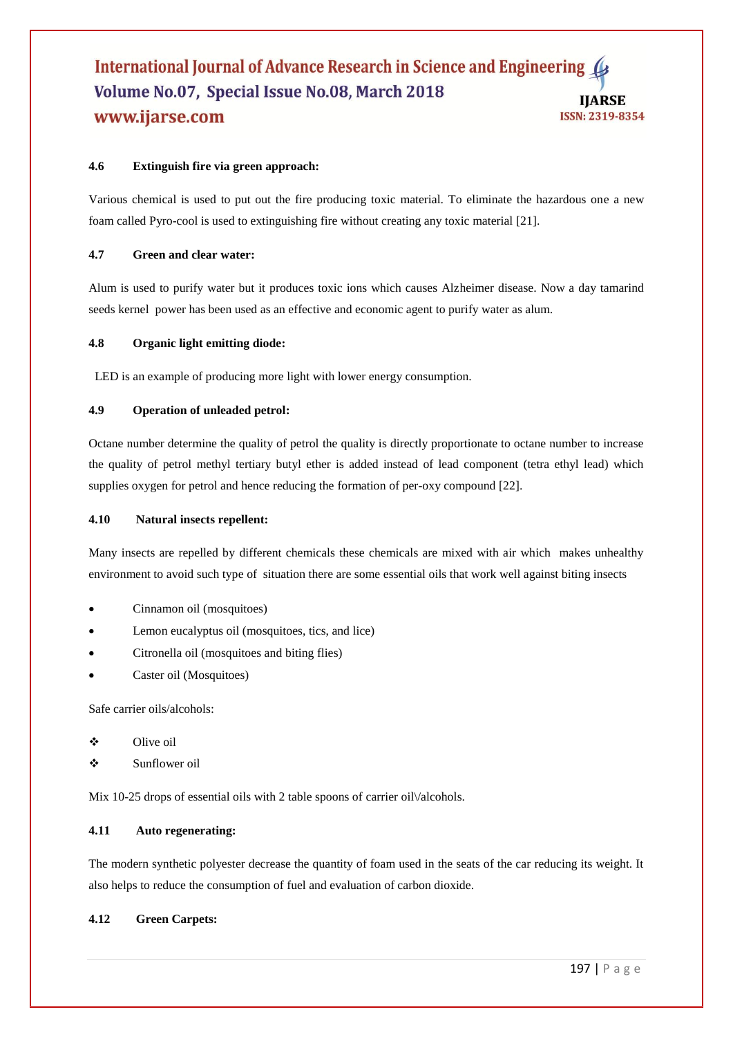#### 4.6 Extinguish fire via green approach:

Various chemical is used to put out the fire producing toxic material. To eliminate the hazardous one a new foam called Pyro-cool is used to extinguishing fire without creating any toxic material [21].

#### 4.7 Green and clear water:

Alum is used to purify water but it produces toxic ions which causes Alzheimer disease. Now a day tamarind seeds kernel power has been used as an effective and economic agent to purify water as alum.

#### 4.8 Organic light emitting diode:

LED is an example of producing more light with lower energy consumption.

#### 4.9 Operation of unleaded petrol:

Octane number determine the quality of petrol the quality is directly proportionate to octane number to increase the quality of petrol methyl tertiary butyl ether is added instead of lead component (tetra ethyl lead) which supplies oxygen for petrol and hence reducing the formation of per-oxy compound [22].

#### 4.10 Natural insects repellent:

Many insects are repelled by different chemicals these chemicals are mixed with air which makes unhealthy environment to avoid such type of situation there are some essential oils that work well against biting insects

- Cinnamon oil (mosquitoes)
- Lemon eucalyptus oil (mosquitoes, tics, and lice)
- Citronella oil (mosquitoes and biting flies)
- Caster oil (Mosquitoes)

Safe carrier oils/alcohols:

- Olive oil
- Sunflower oil

Mix 10-25 drops of essential oils with 2 table spoons of carrier oil\/alcohols.

#### 4.11 Auto regenerating:

The modern synthetic polyester decrease the quantity of foam used in the seats of the car reducing its weight. It also helps to reduce the consumption of fuel and evaluation of carbon dioxide.

#### 4.12 Green Carpets: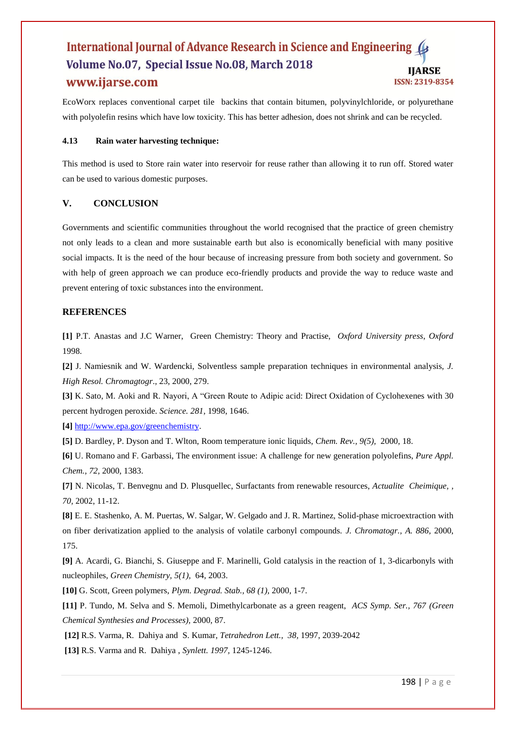EcoWorx replaces conventional carpet tile backins that contain bitumen, polyvinylchloride, or polyurethane with polyolefin resins which have low toxicity. This has better adhesion, does not shrink and can be recycled.

### 4.13 Rain water harvesting technique:

This method is used to Store rain water into reservoir for reuse rather than allowing it to run off. Stored water can be used to various domestic purposes.

## V. CONCLUSION

Governments and scientific communities throughout the world recognised that the practice of green chemistry not only leads to a clean and more sustainable earth but also is economically beneficial with many positive social impacts. It is the need of the hour because of increasing pressure from both society and government. So with help of green approach we can produce eco-friendly products and provide the way to reduce waste and prevent entering of toxic substances into the environment.

## REFERENCES

**[1]** P.T. Anastas and J.C Warner, Green Chemistry: Theory and Practise, *Oxford University press*, *Oxford* 1998.

**[2]** J. Namiesnik and W. Wardencki, Solventless sample preparation techniques in environmental analysis, *J. High Resol. Chromagtogr*., 23, 2000, 279.

**[3]** K. Sato, M. Aoki and R. Nayori, A "Green Route to Adipic acid: Direct Oxidation of Cyclohexenes with 30 percent hydrogen peroxide. *Science. 281,* 1998, 1646.

**[4]** http://www.epa.gov/greenchemistry.

**[5]** D. Bardley, P. Dyson and T. Wlton, Room temperature ionic liquids, *Chem. Rev., 9(5),* 2000, 18.

**[6]** U. Romano and F. Garbassi, The environment issue: A challenge for new generation polyolefins, *Pure Appl. Chem., 72,* 2000, 1383.

**[7]** N. Nicolas, T. Benvegnu and D. Plusquellec, Surfactants from renewable resources, *Actualite Cheimique, , 70*, 2002, 11-12.

**[8]** E. E. Stashenko, A. M. Puertas, W. Salgar, W. Gelgado and J. R. Martinez, Solid-phase microextraction with on fiber derivatization applied to the analysis of volatile carbonyl compounds. *J. Chromatogr., A. 886,* 2000, 175.

**[9]** A. Acardi, G. Bianchi, S. Giuseppe and F. Marinelli, Gold catalysis in the reaction of 1, 3-dicarbonyls with nucleophiles, *Green Chemistry, 5(1),* 64, 2003.

**[10]** G. Scott, Green polymers, *Plym. Degrad. Stab., 68 (1),* 2000, 1-7.

**[11]** P. Tundo, M. Selva and S. Memoli, Dimethylcarbonate as a green reagent, *ACS Symp. Ser., 767 (Green Chemical Synthesies and Processes),* 2000, 87.

**[12]** R.S. Varma, R. Dahiya and S. Kumar, *Tetrahedron Lett., 38,* 1997, 2039-2042

**[13]** R.S. Varma and R. Dahiya , *Synlett. 1997,* 1245-1246.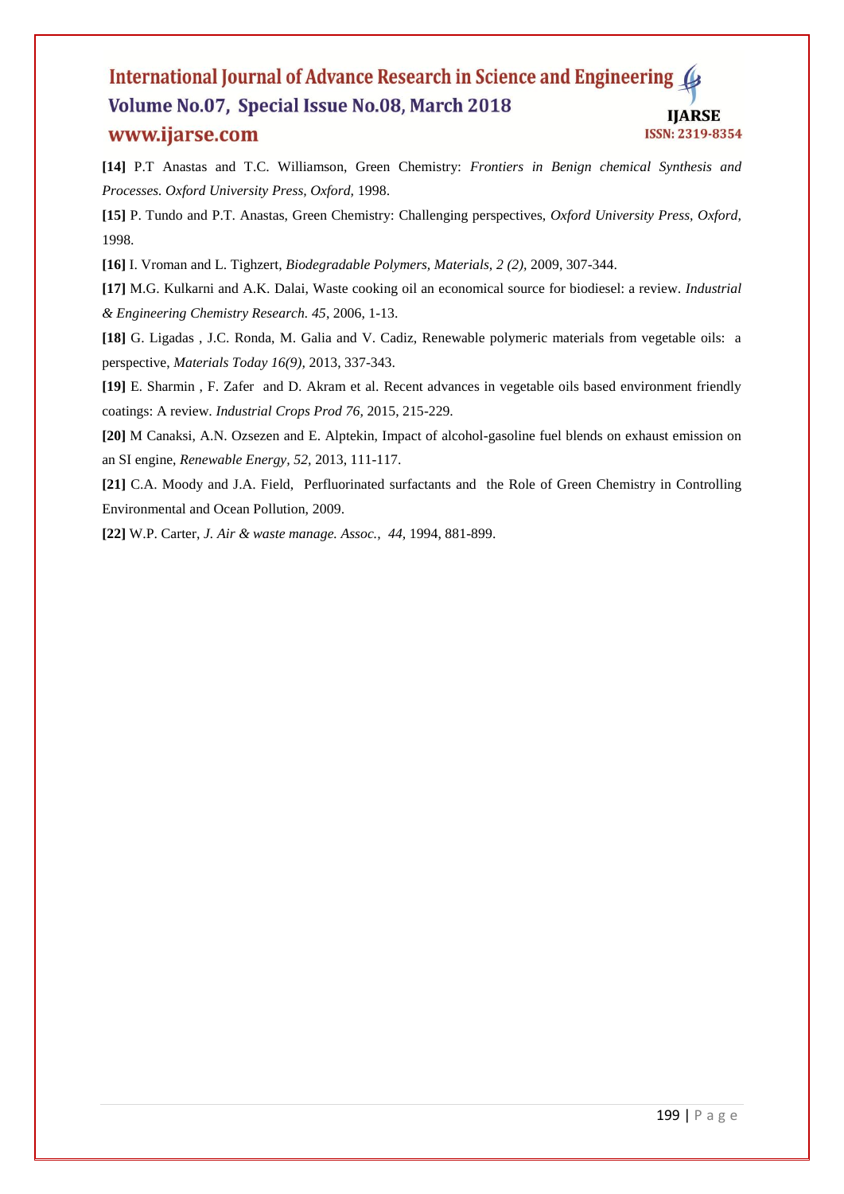**[14]** P.T Anastas and T.C. Williamson, Green Chemistry: *Frontiers in Benign chemical Synthesis and Processes. Oxford University Press, Oxford,* 1998.

**[15]** P. Tundo and P.T. Anastas, Green Chemistry: Challenging perspectives, *Oxford University Press, Oxford,* 1998.

**[16]** I. Vroman and L. Tighzert, *Biodegradable Polymers, Materials, 2 (2),* 2009, 307-344.

**[17]** M.G. Kulkarni and A.K. Dalai, Waste cooking oil an economical source for biodiesel: a review. *Industrial & Engineering Chemistry Research. 45*, 2006, 1-13.

**[18]** G. Ligadas , J.C. Ronda, M. Galia and V. Cadiz, Renewable polymeric materials from vegetable oils: a perspective, *Materials Today 16(9),* 2013, 337-343.

**[19]** E. Sharmin , F. Zafer and D. Akram et al. Recent advances in vegetable oils based environment friendly coatings: A review. *Industrial Crops Prod 76,* 2015, 215-229.

**[20]** M Canaksi, A.N. Ozsezen and E. Alptekin, Impact of alcohol-gasoline fuel blends on exhaust emission on an SI engine, *Renewable Energy, 52*, 2013, 111-117.

**[21]** C.A. Moody and J.A. Field, Perfluorinated surfactants and the Role of Green Chemistry in Controlling Environmental and Ocean Pollution, 2009.

**[22]** W.P. Carter, *J. Air & waste manage. Assoc., 44,* 1994, 881-899.